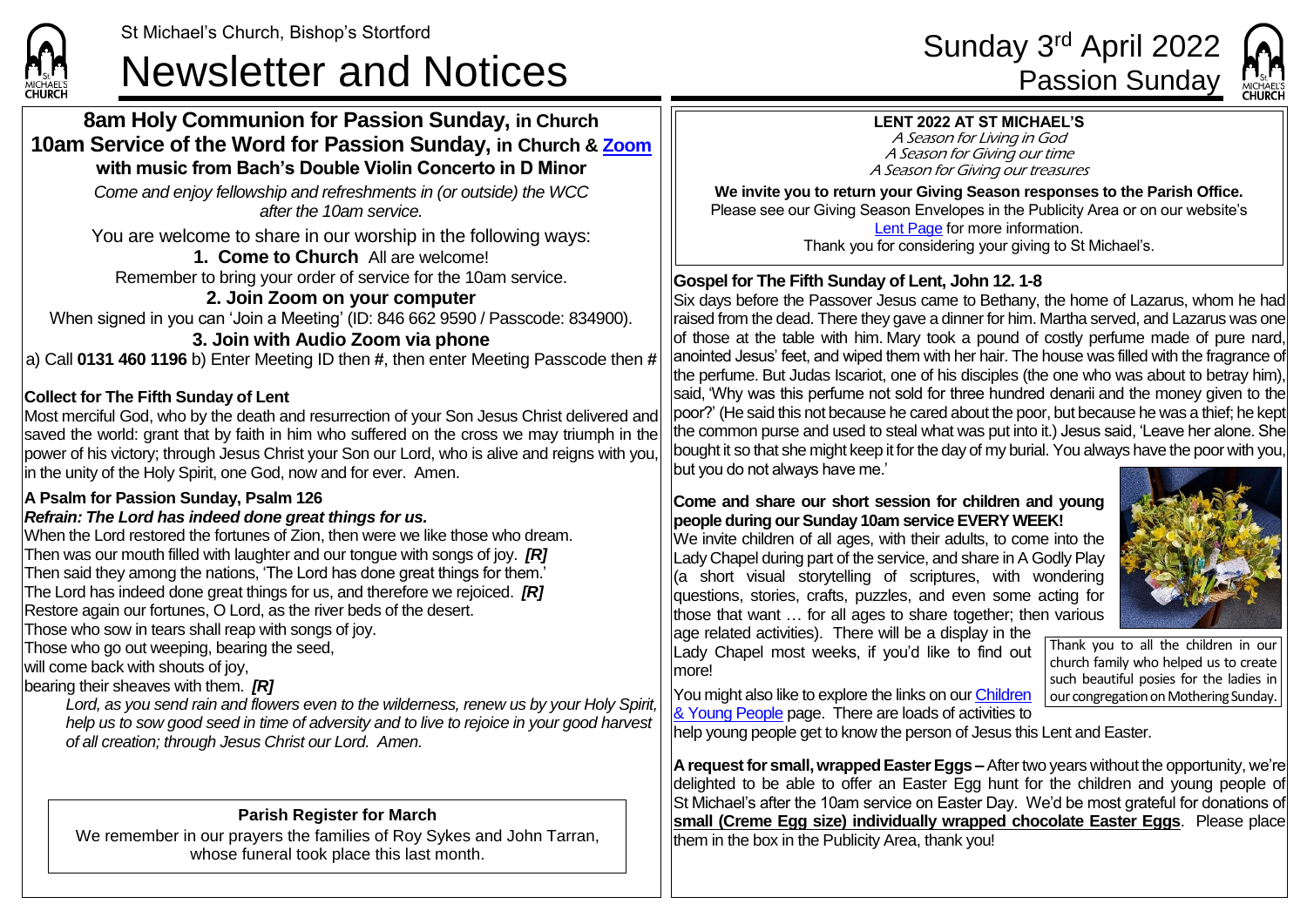St Michael's Church, Bishop's Stortford

# Newsletter and Notices

Sunday 3rd April 2022
Passion Sunday

## 8am Holy Communion for Passion Sunday, in Church
## 10am Service of the Word for Passion Sunday, in Church & Zoom
### with music from Bach's Double Violin Concerto in D Minor

*Come and enjoy fellowship and refreshments in (or outside) the WCC after the 10am service.*

You are welcome to share in our worship in the following ways:

**1. Come to Church** All are welcome!

Remember to bring your order of service for the 10am service.

**2. Join Zoom on your computer**

When signed in you can 'Join a Meeting' (ID: 846 662 9590 / Passcode: 834900).

**3. Join with Audio Zoom via phone**

a) Call **0131 460 1196** b) Enter Meeting ID then **#**, then enter Meeting Passcode then **#**

**Collect for The Fifth Sunday of Lent**

Most merciful God, who by the death and resurrection of your Son Jesus Christ delivered and saved the world: grant that by faith in him who suffered on the cross we may triumph in the power of his victory; through Jesus Christ your Son our Lord, who is alive and reigns with you, in the unity of the Holy Spirit, one God, now and for ever. Amen.

**A Psalm for Passion Sunday, Psalm 126**

***Refrain: The Lord has indeed done great things for us.***

When the Lord restored the fortunes of Zion, then were we like those who dream.
Then was our mouth filled with laughter and our tongue with songs of joy. ***[R]***
Then said they among the nations, 'The Lord has done great things for them.'
The Lord has indeed done great things for us, and therefore we rejoiced. ***[R]***
Restore again our fortunes, O Lord, as the river beds of the desert.
Those who sow in tears shall reap with songs of joy.
Those who go out weeping, bearing the seed,
will come back with shouts of joy,
bearing their sheaves with them. ***[R]***

*Lord, as you send rain and flowers even to the wilderness, renew us by your Holy Spirit, help us to sow good seed in time of adversity and to live to rejoice in your good harvest of all creation; through Jesus Christ our Lord. Amen.*

**Parish Register for March**

We remember in our prayers the families of Roy Sykes and John Tarran, whose funeral took place this last month.

**LENT 2022 AT ST MICHAEL'S**

*A Season for Living in God*
*A Season for Giving our time*
*A Season for Giving our treasures*

**We invite you to return your Giving Season responses to the Parish Office.**
Please see our Giving Season Envelopes in the Publicity Area or on our website's Lent Page for more information.
Thank you for considering your giving to St Michael's.

**Gospel for The Fifth Sunday of Lent, John 12. 1-8**

Six days before the Passover Jesus came to Bethany, the home of Lazarus, whom he had raised from the dead. There they gave a dinner for him. Martha served, and Lazarus was one of those at the table with him. Mary took a pound of costly perfume made of pure nard, anointed Jesus' feet, and wiped them with her hair. The house was filled with the fragrance of the perfume. But Judas Iscariot, one of his disciples (the one who was about to betray him), said, 'Why was this perfume not sold for three hundred denarii and the money given to the poor?' (He said this not because he cared about the poor, but because he was a thief; he kept the common purse and used to steal what was put into it.) Jesus said, 'Leave her alone. She bought it so that she might keep it for the day of my burial. You always have the poor with you, but you do not always have me.'

**Come and share our short session for children and young people during our Sunday 10am service EVERY WEEK!**

We invite children of all ages, with their adults, to come into the Lady Chapel during part of the service, and share in A Godly Play (a short visual storytelling of scriptures, with wondering questions, stories, crafts, puzzles, and even some acting for those that want … for all ages to share together; then various age related activities). There will be a display in the Lady Chapel most weeks, if you'd like to find out more!

Thank you to all the children in our church family who helped us to create such beautiful posies for the ladies in our congregation on Mothering Sunday.

You might also like to explore the links on our Children & Young People page. There are loads of activities to help young people get to know the person of Jesus this Lent and Easter.

**A request for small, wrapped Easter Eggs –** After two years without the opportunity, we're delighted to be able to offer an Easter Egg hunt for the children and young people of St Michael's after the 10am service on Easter Day. We'd be most grateful for donations of **small (Creme Egg size) individually wrapped chocolate Easter Eggs**. Please place them in the box in the Publicity Area, thank you!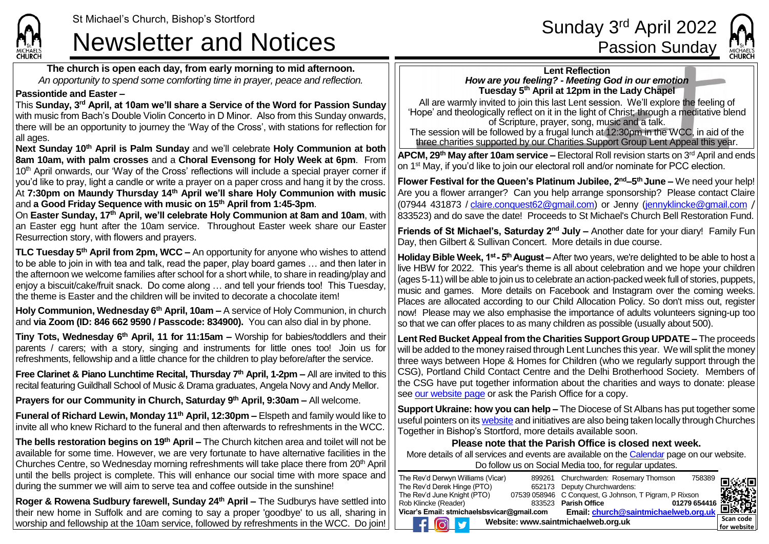St Michael's Church, Bishop's Stortford

# Newsletter and Notices

## Sunday 3rd April 2022
### Passion Sunday

**The church is open each day, from early morning to mid afternoon.**
*An opportunity to spend some comforting time in prayer, peace and reflection.*

**Passiontide and Easter –**
This **Sunday, 3rd April, at 10am we'll share a Service of the Word for Passion Sunday** with music from Bach's Double Violin Concerto in D Minor. Also from this Sunday onwards, there will be an opportunity to journey the 'Way of the Cross', with stations for reflection for all ages.
**Next Sunday 10th April is Palm Sunday** and we'll celebrate **Holy Communion at both 8am 10am, with palm crosses** and a **Choral Evensong for Holy Week at 6pm**. From 10th April onwards, our 'Way of the Cross' reflections will include a special prayer corner if you'd like to pray, light a candle or write a prayer on a paper cross and hang it by the cross. At **7:30pm on Maundy Thursday 14th April we'll share Holy Communion with music** and **a Good Friday Sequence with music on 15th April from 1:45-3pm**.
On **Easter Sunday, 17th April, we'll celebrate Holy Communion at 8am and 10am**, with an Easter egg hunt after the 10am service. Throughout Easter week share our Easter Resurrection story, with flowers and prayers.

**TLC Tuesday 5th April from 2pm, WCC –** An opportunity for anyone who wishes to attend to be able to join in with tea and talk, read the paper, play board games … and then later in the afternoon we welcome families after school for a short while, to share in reading/play and enjoy a biscuit/cake/fruit snack. Do come along … and tell your friends too! This Tuesday, the theme is Easter and the children will be invited to decorate a chocolate item!

**Holy Communion, Wednesday 6th April, 10am –** A service of Holy Communion, in church and **via Zoom (ID: 846 662 9590 / Passcode: 834900).** You can also dial in by phone.

**Tiny Tots, Wednesday 6th April, 11 for 11:15am –** Worship for babies/toddlers and their parents / carers; with a story, singing and instruments for little ones too! Join us for refreshments, fellowship and a little chance for the children to play before/after the service.

**Free Clarinet & Piano Lunchtime Recital, Thursday 7th April, 1-2pm –** All are invited to this recital featuring Guildhall School of Music & Drama graduates, Angela Novy and Andy Mellor.

**Prayers for our Community in Church, Saturday 9th April, 9:30am –** All welcome.

**Funeral of Richard Lewin, Monday 11th April, 12:30pm –** Elspeth and family would like to invite all who knew Richard to the funeral and then afterwards to refreshments in the WCC.

**The bells restoration begins on 19th April –** The Church kitchen area and toilet will not be available for some time. However, we are very fortunate to have alternative facilities in the Churches Centre, so Wednesday morning refreshments will take place there from 20th April until the bells project is complete. This will enhance our social time with more space and during the summer we will aim to serve tea and coffee outside in the sunshine!

**Roger & Rowena Sudbury farewell, Sunday 24th April –** The Sudburys have settled into their new home in Suffolk and are coming to say a proper 'goodbye' to us all, sharing in worship and fellowship at the 10am service, followed by refreshments in the WCC. Do join!

**Lent Reflection**
***How are you feeling? - Meeting God in our emotion***
**Tuesday 5th April at 12pm in the Lady Chapel**
All are warmly invited to join this last Lent session. We'll explore the feeling of 'Hope' and theologically reflect on it in the light of Christ; through a meditative blend of Scripture, prayer, song, music and a talk.
The session will be followed by a frugal lunch at 12:30pm in the WCC, in aid of the three charities supported by our Charities Support Group Lent Appeal this year.

**APCM, 29th May after 10am service –** Electoral Roll revision starts on 3rd April and ends on 1st May, if you'd like to join our electoral roll and/or nominate for PCC election.

**Flower Festival for the Queen's Platinum Jubilee, 2nd–5th June –** We need your help! Are you a flower arranger? Can you help arrange sponsorship? Please contact Claire (07944 431873 / claire.conquest62@gmail.com) or Jenny (jennyklincke@gmail.com / 833523) and do save the date! Proceeds to St Michael's Church Bell Restoration Fund.

**Friends of St Michael's, Saturday 2nd July –** Another date for your diary! Family Fun Day, then Gilbert & Sullivan Concert. More details in due course.

**Holiday Bible Week, 1st - 5th August –** After two years, we're delighted to be able to host a live HBW for 2022. This year's theme is all about celebration and we hope your children (ages 5-11) will be able to join us to celebrate an action-packed week full of stories, puppets, music and games. More details on Facebook and Instagram over the coming weeks. Places are allocated according to our Child Allocation Policy. So don't miss out, register now! Please may we also emphasise the importance of adults volunteers signing-up too so that we can offer places to as many children as possible (usually about 500).

**Lent Red Bucket Appeal from the Charities Support Group UPDATE –** The proceeds will be added to the money raised through Lent Lunches this year. We will split the money three ways between Hope & Homes for Children (who we regularly support through the CSG), Portland Child Contact Centre and the Delhi Brotherhood Society. Members of the CSG have put together information about the charities and ways to donate: please see our website page or ask the Parish Office for a copy.

**Support Ukraine: how you can help –** The Diocese of St Albans has put together some useful pointers on its website and initiatives are also being taken locally through Churches Together in Bishop's Stortford, more details available soon.

**Please note that the Parish Office is closed next week.**

More details of all services and events are available on the Calendar page on our website.
Do follow us on Social Media too, for regular updates.

| | | | |
|---|---|---|---|
| The Rev'd Derwyn Williams (Vicar) | 899261 | Churchwarden: Rosemary Thomson | 758389 |
| The Rev'd Derek Hinge (PTO) | 652173 | Deputy Churchwardens: | |
| The Rev'd June Knight (PTO) | 07539 058946 | C Conquest, G Johnson, T Pigram, P Rixson | |
| Rob Klincke (Reader) | 833523 | **Parish Office** | **01279 654416** |

**Vicar's Email: stmichaelsbsvicar@gmail.com** **Email: church@saintmichaelweb.org.uk**

**Website: www.saintmichaelweb.org.uk**

Scan code for website